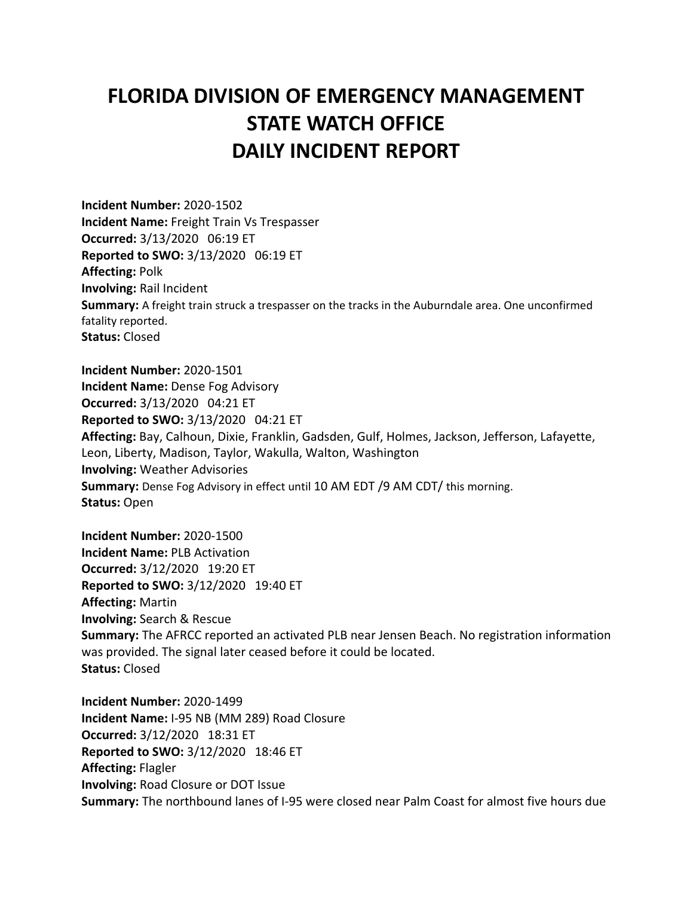# FLORIDA DIVISION OF EMERGENCY MANAGEMENT STATE WATCH OFFICE DAILY INCIDENT REPORT

**Incident Number:** 2020-1502
**Incident Name:** Freight Train Vs Trespasser
**Occurred:** 3/13/2020 06:19 ET
**Reported to SWO:** 3/13/2020 06:19 ET
**Affecting:** Polk
**Involving:** Rail Incident
**Summary:** A freight train struck a trespasser on the tracks in the Auburndale area. One unconfirmed fatality reported.
**Status:** Closed

**Incident Number:** 2020-1501
**Incident Name:** Dense Fog Advisory
**Occurred:** 3/13/2020 04:21 ET
**Reported to SWO:** 3/13/2020 04:21 ET
**Affecting:** Bay, Calhoun, Dixie, Franklin, Gadsden, Gulf, Holmes, Jackson, Jefferson, Lafayette, Leon, Liberty, Madison, Taylor, Wakulla, Walton, Washington
**Involving:** Weather Advisories
**Summary:** Dense Fog Advisory in effect until 10 AM EDT /9 AM CDT/ this morning.
**Status:** Open

**Incident Number:** 2020-1500
**Incident Name:** PLB Activation
**Occurred:** 3/12/2020 19:20 ET
**Reported to SWO:** 3/12/2020 19:40 ET
**Affecting:** Martin
**Involving:** Search & Rescue
**Summary:** The AFRCC reported an activated PLB near Jensen Beach. No registration information was provided. The signal later ceased before it could be located.
**Status:** Closed

**Incident Number:** 2020-1499
**Incident Name:** I-95 NB (MM 289) Road Closure
**Occurred:** 3/12/2020 18:31 ET
**Reported to SWO:** 3/12/2020 18:46 ET
**Affecting:** Flagler
**Involving:** Road Closure or DOT Issue
**Summary:** The northbound lanes of I-95 were closed near Palm Coast for almost five hours due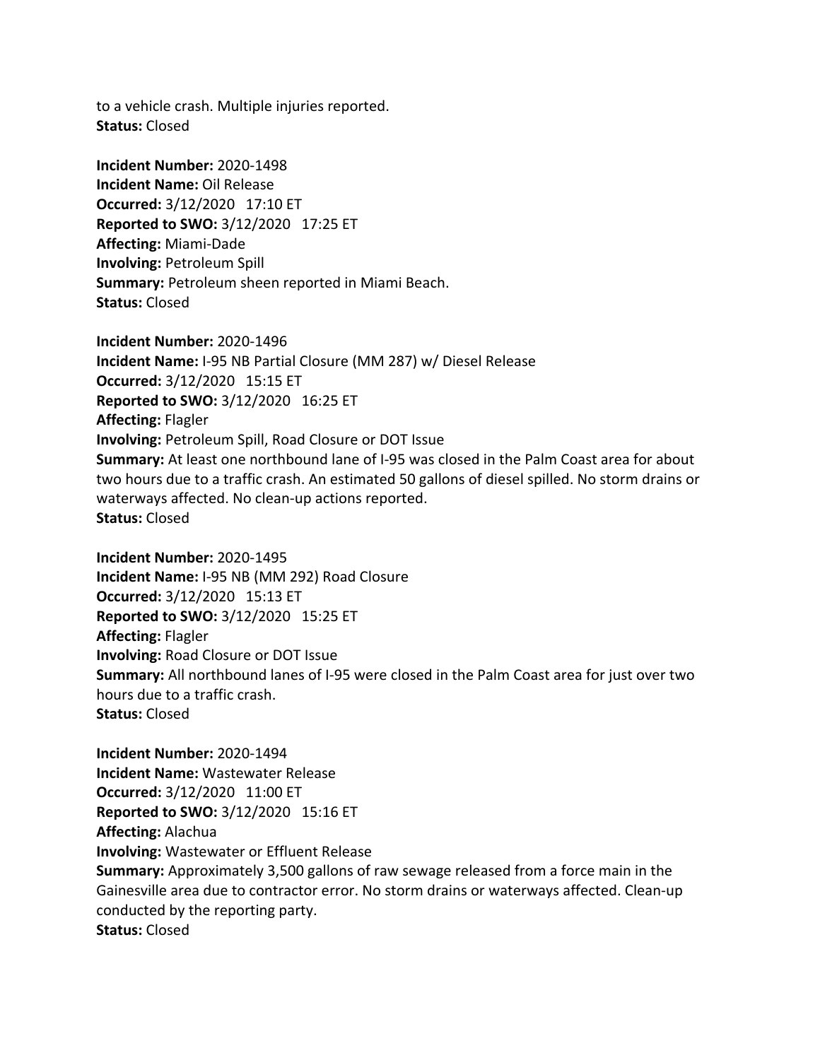to a vehicle crash. Multiple injuries reported.
**Status:** Closed

**Incident Number:** 2020-1498
**Incident Name:** Oil Release
**Occurred:** 3/12/2020 17:10 ET
**Reported to SWO:** 3/12/2020 17:25 ET
**Affecting:** Miami-Dade
**Involving:** Petroleum Spill
**Summary:** Petroleum sheen reported in Miami Beach.
**Status:** Closed

**Incident Number:** 2020-1496
**Incident Name:** I-95 NB Partial Closure (MM 287) w/ Diesel Release
**Occurred:** 3/12/2020 15:15 ET
**Reported to SWO:** 3/12/2020 16:25 ET
**Affecting:** Flagler
**Involving:** Petroleum Spill, Road Closure or DOT Issue
**Summary:** At least one northbound lane of I-95 was closed in the Palm Coast area for about two hours due to a traffic crash. An estimated 50 gallons of diesel spilled. No storm drains or waterways affected. No clean-up actions reported.
**Status:** Closed

**Incident Number:** 2020-1495
**Incident Name:** I-95 NB (MM 292) Road Closure
**Occurred:** 3/12/2020 15:13 ET
**Reported to SWO:** 3/12/2020 15:25 ET
**Affecting:** Flagler
**Involving:** Road Closure or DOT Issue
**Summary:** All northbound lanes of I-95 were closed in the Palm Coast area for just over two hours due to a traffic crash.
**Status:** Closed

**Incident Number:** 2020-1494
**Incident Name:** Wastewater Release
**Occurred:** 3/12/2020 11:00 ET
**Reported to SWO:** 3/12/2020 15:16 ET
**Affecting:** Alachua
**Involving:** Wastewater or Effluent Release
**Summary:** Approximately 3,500 gallons of raw sewage released from a force main in the Gainesville area due to contractor error. No storm drains or waterways affected. Clean-up conducted by the reporting party.
**Status:** Closed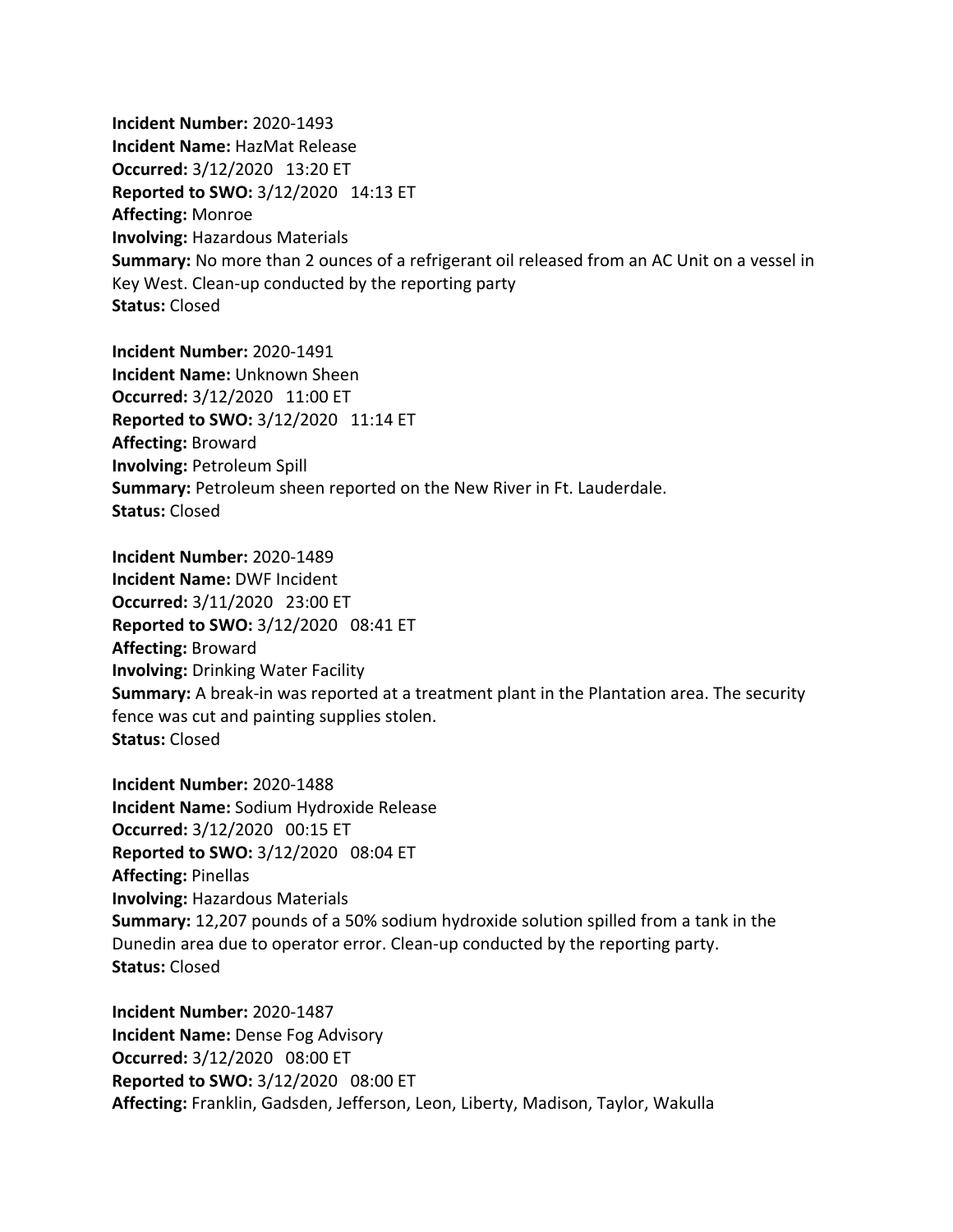**Incident Number:** 2020-1493
**Incident Name:** HazMat Release
**Occurred:** 3/12/2020 13:20 ET
**Reported to SWO:** 3/12/2020 14:13 ET
**Affecting:** Monroe
**Involving:** Hazardous Materials
**Summary:** No more than 2 ounces of a refrigerant oil released from an AC Unit on a vessel in Key West. Clean-up conducted by the reporting party
**Status:** Closed

**Incident Number:** 2020-1491
**Incident Name:** Unknown Sheen
**Occurred:** 3/12/2020 11:00 ET
**Reported to SWO:** 3/12/2020 11:14 ET
**Affecting:** Broward
**Involving:** Petroleum Spill
**Summary:** Petroleum sheen reported on the New River in Ft. Lauderdale.
**Status:** Closed

**Incident Number:** 2020-1489
**Incident Name:** DWF Incident
**Occurred:** 3/11/2020 23:00 ET
**Reported to SWO:** 3/12/2020 08:41 ET
**Affecting:** Broward
**Involving:** Drinking Water Facility
**Summary:** A break-in was reported at a treatment plant in the Plantation area. The security fence was cut and painting supplies stolen.
**Status:** Closed

**Incident Number:** 2020-1488
**Incident Name:** Sodium Hydroxide Release
**Occurred:** 3/12/2020 00:15 ET
**Reported to SWO:** 3/12/2020 08:04 ET
**Affecting:** Pinellas
**Involving:** Hazardous Materials
**Summary:** 12,207 pounds of a 50% sodium hydroxide solution spilled from a tank in the Dunedin area due to operator error. Clean-up conducted by the reporting party.
**Status:** Closed

**Incident Number:** 2020-1487
**Incident Name:** Dense Fog Advisory
**Occurred:** 3/12/2020 08:00 ET
**Reported to SWO:** 3/12/2020 08:00 ET
**Affecting:** Franklin, Gadsden, Jefferson, Leon, Liberty, Madison, Taylor, Wakulla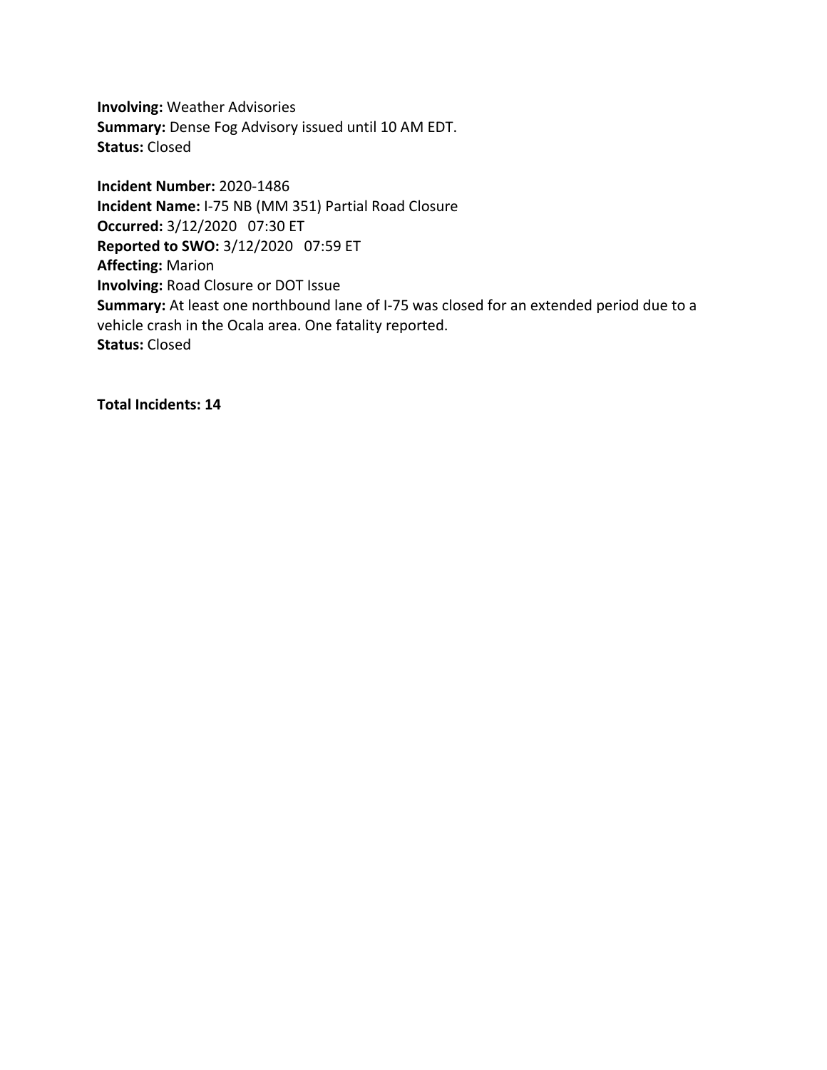**Involving:** Weather Advisories
**Summary:** Dense Fog Advisory issued until 10 AM EDT.
**Status:** Closed

**Incident Number:** 2020-1486
**Incident Name:** I-75 NB (MM 351) Partial Road Closure
**Occurred:** 3/12/2020 07:30 ET
**Reported to SWO:** 3/12/2020 07:59 ET
**Affecting:** Marion
**Involving:** Road Closure or DOT Issue
**Summary:** At least one northbound lane of I-75 was closed for an extended period due to a vehicle crash in the Ocala area. One fatality reported.
**Status:** Closed

**Total Incidents: 14**